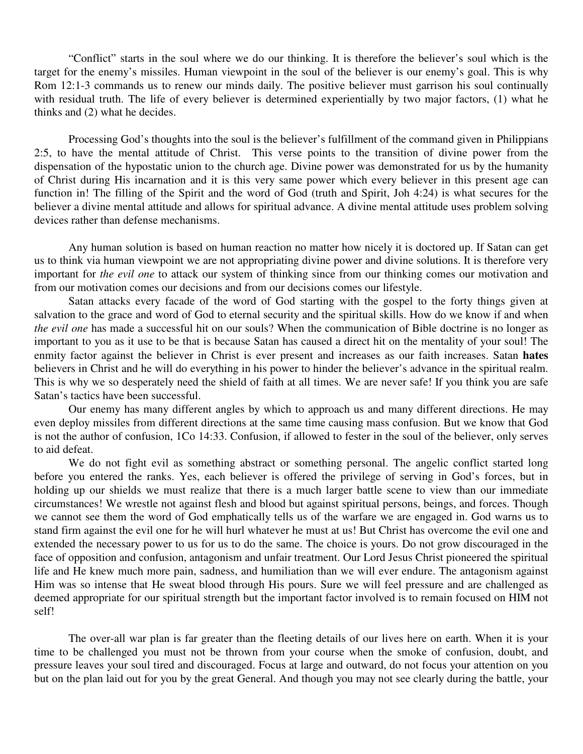"Conflict" starts in the soul where we do our thinking. It is therefore the believer's soul which is the target for the enemy's missiles. Human viewpoint in the soul of the believer is our enemy's goal. This is why Rom 12:1-3 commands us to renew our minds daily. The positive believer must garrison his soul continually with residual truth. The life of every believer is determined experientially by two major factors, (1) what he thinks and (2) what he decides.

Processing God's thoughts into the soul is the believer's fulfillment of the command given in Philippians 2:5, to have the mental attitude of Christ. This verse points to the transition of divine power from the dispensation of the hypostatic union to the church age. Divine power was demonstrated for us by the humanity of Christ during His incarnation and it is this very same power which every believer in this present age can function in! The filling of the Spirit and the word of God (truth and Spirit, Joh 4:24) is what secures for the believer a divine mental attitude and allows for spiritual advance. A divine mental attitude uses problem solving devices rather than defense mechanisms.

Any human solution is based on human reaction no matter how nicely it is doctored up. If Satan can get us to think via human viewpoint we are not appropriating divine power and divine solutions. It is therefore very important for *the evil one* to attack our system of thinking since from our thinking comes our motivation and from our motivation comes our decisions and from our decisions comes our lifestyle.

Satan attacks every facade of the word of God starting with the gospel to the forty things given at salvation to the grace and word of God to eternal security and the spiritual skills. How do we know if and when *the evil one* has made a successful hit on our souls? When the communication of Bible doctrine is no longer as important to you as it use to be that is because Satan has caused a direct hit on the mentality of your soul! The enmity factor against the believer in Christ is ever present and increases as our faith increases. Satan **hates** believers in Christ and he will do everything in his power to hinder the believer's advance in the spiritual realm. This is why we so desperately need the shield of faith at all times. We are never safe! If you think you are safe Satan's tactics have been successful.

Our enemy has many different angles by which to approach us and many different directions. He may even deploy missiles from different directions at the same time causing mass confusion. But we know that God is not the author of confusion, 1Co 14:33. Confusion, if allowed to fester in the soul of the believer, only serves to aid defeat.

We do not fight evil as something abstract or something personal. The angelic conflict started long before you entered the ranks. Yes, each believer is offered the privilege of serving in God's forces, but in holding up our shields we must realize that there is a much larger battle scene to view than our immediate circumstances! We wrestle not against flesh and blood but against spiritual persons, beings, and forces. Though we cannot see them the word of God emphatically tells us of the warfare we are engaged in. God warns us to stand firm against the evil one for he will hurl whatever he must at us! But Christ has overcome the evil one and extended the necessary power to us for us to do the same. The choice is yours. Do not grow discouraged in the face of opposition and confusion, antagonism and unfair treatment. Our Lord Jesus Christ pioneered the spiritual life and He knew much more pain, sadness, and humiliation than we will ever endure. The antagonism against Him was so intense that He sweat blood through His pours. Sure we will feel pressure and are challenged as deemed appropriate for our spiritual strength but the important factor involved is to remain focused on HIM not self!

The over-all war plan is far greater than the fleeting details of our lives here on earth. When it is your time to be challenged you must not be thrown from your course when the smoke of confusion, doubt, and pressure leaves your soul tired and discouraged. Focus at large and outward, do not focus your attention on you but on the plan laid out for you by the great General. And though you may not see clearly during the battle, your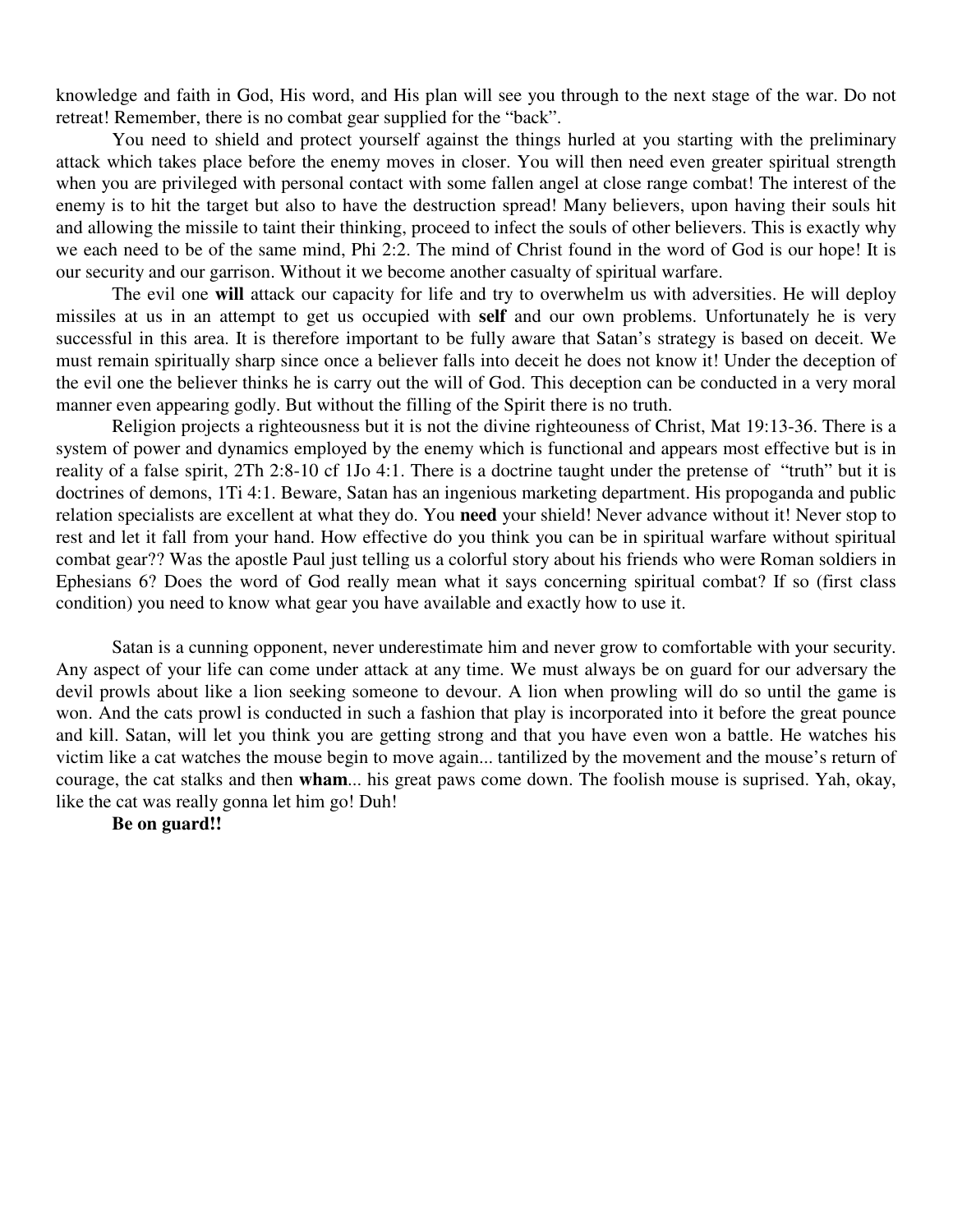knowledge and faith in God, His word, and His plan will see you through to the next stage of the war. Do not retreat! Remember, there is no combat gear supplied for the "back".

You need to shield and protect yourself against the things hurled at you starting with the preliminary attack which takes place before the enemy moves in closer. You will then need even greater spiritual strength when you are privileged with personal contact with some fallen angel at close range combat! The interest of the enemy is to hit the target but also to have the destruction spread! Many believers, upon having their souls hit and allowing the missile to taint their thinking, proceed to infect the souls of other believers. This is exactly why we each need to be of the same mind, Phi 2:2. The mind of Christ found in the word of God is our hope! It is our security and our garrison. Without it we become another casualty of spiritual warfare.

The evil one **will** attack our capacity for life and try to overwhelm us with adversities. He will deploy missiles at us in an attempt to get us occupied with **self** and our own problems. Unfortunately he is very successful in this area. It is therefore important to be fully aware that Satan's strategy is based on deceit. We must remain spiritually sharp since once a believer falls into deceit he does not know it! Under the deception of the evil one the believer thinks he is carry out the will of God. This deception can be conducted in a very moral manner even appearing godly. But without the filling of the Spirit there is no truth.

Religion projects a righteousness but it is not the divine righteouness of Christ, Mat 19:13-36. There is a system of power and dynamics employed by the enemy which is functional and appears most effective but is in reality of a false spirit, 2Th 2:8-10 cf 1Jo 4:1. There is a doctrine taught under the pretense of "truth" but it is doctrines of demons, 1Ti 4:1. Beware, Satan has an ingenious marketing department. His propoganda and public relation specialists are excellent at what they do. You **need** your shield! Never advance without it! Never stop to rest and let it fall from your hand. How effective do you think you can be in spiritual warfare without spiritual combat gear?? Was the apostle Paul just telling us a colorful story about his friends who were Roman soldiers in Ephesians 6? Does the word of God really mean what it says concerning spiritual combat? If so (first class condition) you need to know what gear you have available and exactly how to use it.

Satan is a cunning opponent, never underestimate him and never grow to comfortable with your security. Any aspect of your life can come under attack at any time. We must always be on guard for our adversary the devil prowls about like a lion seeking someone to devour. A lion when prowling will do so until the game is won. And the cats prowl is conducted in such a fashion that play is incorporated into it before the great pounce and kill. Satan, will let you think you are getting strong and that you have even won a battle. He watches his victim like a cat watches the mouse begin to move again... tantilized by the movement and the mouse's return of courage, the cat stalks and then **wham**... his great paws come down. The foolish mouse is suprised. Yah, okay, like the cat was really gonna let him go! Duh!

**Be on guard!!**